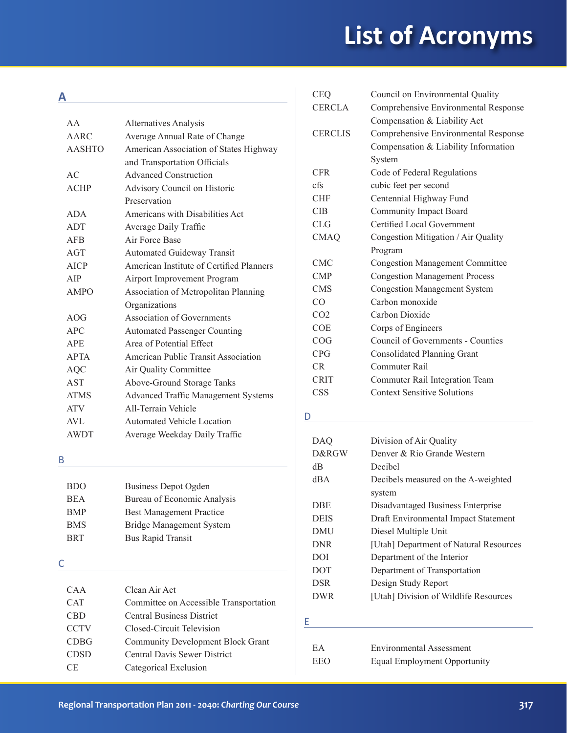# List of Acronyms

## A

| | |
|---|---|
| AA | Alternatives Analysis |
| AARC | Average Annual Rate of Change |
| AASHTO | American Association of States Highway and Transportation Officials |
| AC | Advanced Construction |
| ACHP | Advisory Council on Historic Preservation |
| ADA | Americans with Disabilities Act |
| ADT | Average Daily Traffic |
| AFB | Air Force Base |
| AGT | Automated Guideway Transit |
| AICP | American Institute of Certified Planners |
| AIP | Airport Improvement Program |
| AMPO | Association of Metropolitan Planning Organizations |
| AOG | Association of Governments |
| APC | Automated Passenger Counting |
| APE | Area of Potential Effect |
| APTA | American Public Transit Association |
| AQC | Air Quality Committee |
| AST | Above-Ground Storage Tanks |
| ATMS | Advanced Traffic Management Systems |
| ATV | All-Terrain Vehicle |
| AVL | Automated Vehicle Location |
| AWDT | Average Weekday Daily Traffic |

## B

| | |
|---|---|
| BDO | Business Depot Ogden |
| BEA | Bureau of Economic Analysis |
| BMP | Best Management Practice |
| BMS | Bridge Management System |
| BRT | Bus Rapid Transit |

## C

| | |
|---|---|
| CAA | Clean Air Act |
| CAT | Committee on Accessible Transportation |
| CBD | Central Business District |
| CCTV | Closed-Circuit Television |
| CDBG | Community Development Block Grant |
| CDSD | Central Davis Sewer District |
| CE | Categorical Exclusion |
| CEQ | Council on Environmental Quality |
| CERCLA | Comprehensive Environmental Response Compensation & Liability Act |
| CERCLIS | Comprehensive Environmental Response Compensation & Liability Information System |
| CFR | Code of Federal Regulations |
| cfs | cubic feet per second |
| CHF | Centennial Highway Fund |
| CIB | Community Impact Board |
| CLG | Certified Local Government |
| CMAQ | Congestion Mitigation / Air Quality Program |
| CMC | Congestion Management Committee |
| CMP | Congestion Management Process |
| CMS | Congestion Management System |
| CO | Carbon monoxide |
| CO2 | Carbon Dioxide |
| COE | Corps of Engineers |
| COG | Council of Governments - Counties |
| CPG | Consolidated Planning Grant |
| CR | Commuter Rail |
| CRIT | Commuter Rail Integration Team |
| CSS | Context Sensitive Solutions |

## D

| | |
|---|---|
| DAQ | Division of Air Quality |
| D&RGW | Denver & Rio Grande Western |
| dB | Decibel |
| dBA | Decibels measured on the A-weighted system |
| DBE | Disadvantaged Business Enterprise |
| DEIS | Draft Environmental Impact Statement |
| DMU | Diesel Multiple Unit |
| DNR | [Utah] Department of Natural Resources |
| DOI | Department of the Interior |
| DOT | Department of Transportation |
| DSR | Design Study Report |
| DWR | [Utah] Division of Wildlife Resources |

## E

| | |
|---|---|
| EA | Environmental Assessment |
| EEO | Equal Employment Opportunity |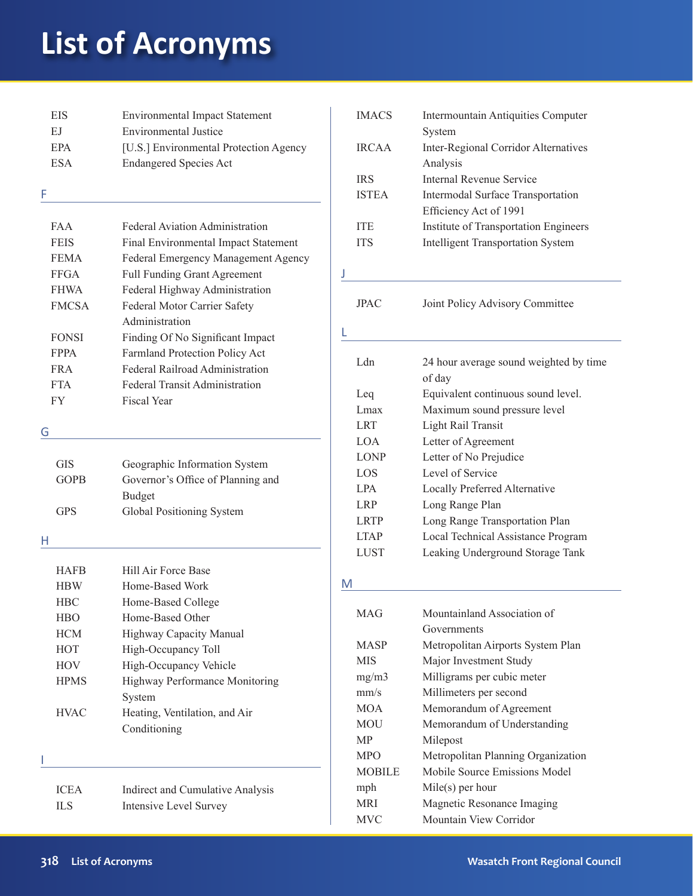# List of Acronyms

| | |
|---|---|
| EIS | Environmental Impact Statement |
| EJ | Environmental Justice |
| EPA | [U.S.] Environmental Protection Agency |
| ESA | Endangered Species Act |

## F

| | |
|---|---|
| FAA | Federal Aviation Administration |
| FEIS | Final Environmental Impact Statement |
| FEMA | Federal Emergency Management Agency |
| FFGA | Full Funding Grant Agreement |
| FHWA | Federal Highway Administration |
| FMCSA | Federal Motor Carrier Safety Administration |
| FONSI | Finding Of No Significant Impact |
| FPPA | Farmland Protection Policy Act |
| FRA | Federal Railroad Administration |
| FTA | Federal Transit Administration |
| FY | Fiscal Year |

## G

| | |
|---|---|
| GIS | Geographic Information System |
| GOPB | Governor's Office of Planning and Budget |
| GPS | Global Positioning System |

## H

| | |
|---|---|
| HAFB | Hill Air Force Base |
| HBW | Home-Based Work |
| HBC | Home-Based College |
| HBO | Home-Based Other |
| HCM | Highway Capacity Manual |
| HOT | High-Occupancy Toll |
| HOV | High-Occupancy Vehicle |
| HPMS | Highway Performance Monitoring System |
| HVAC | Heating, Ventilation, and Air Conditioning |

## I

| | |
|---|---|
| ICEA | Indirect and Cumulative Analysis |
| ILS | Intensive Level Survey |
| IMACS | Intermountain Antiquities Computer System |
| IRCAA | Inter-Regional Corridor Alternatives Analysis |
| IRS | Internal Revenue Service |
| ISTEA | Intermodal Surface Transportation Efficiency Act of 1991 |
| ITE | Institute of Transportation Engineers |
| ITS | Intelligent Transportation System |

## J

| | |
|---|---|
| JPAC | Joint Policy Advisory Committee |

## L

| | |
|---|---|
| Ldn | 24 hour average sound weighted by time of day |
| Leq | Equivalent continuous sound level. |
| Lmax | Maximum sound pressure level |
| LRT | Light Rail Transit |
| LOA | Letter of Agreement |
| LONP | Letter of No Prejudice |
| LOS | Level of Service |
| LPA | Locally Preferred Alternative |
| LRP | Long Range Plan |
| LRTP | Long Range Transportation Plan |
| LTAP | Local Technical Assistance Program |
| LUST | Leaking Underground Storage Tank |

## M

| | |
|---|---|
| MAG | Mountainland Association of Governments |
| MASP | Metropolitan Airports System Plan |
| MIS | Major Investment Study |
| mg/m3 | Milligrams per cubic meter |
| mm/s | Millimeters per second |
| MOA | Memorandum of Agreement |
| MOU | Memorandum of Understanding |
| MP | Milepost |
| MPO | Metropolitan Planning Organization |
| MOBILE | Mobile Source Emissions Model |
| mph | Mile(s) per hour |
| MRI | Magnetic Resonance Imaging |
| MVC | Mountain View Corridor |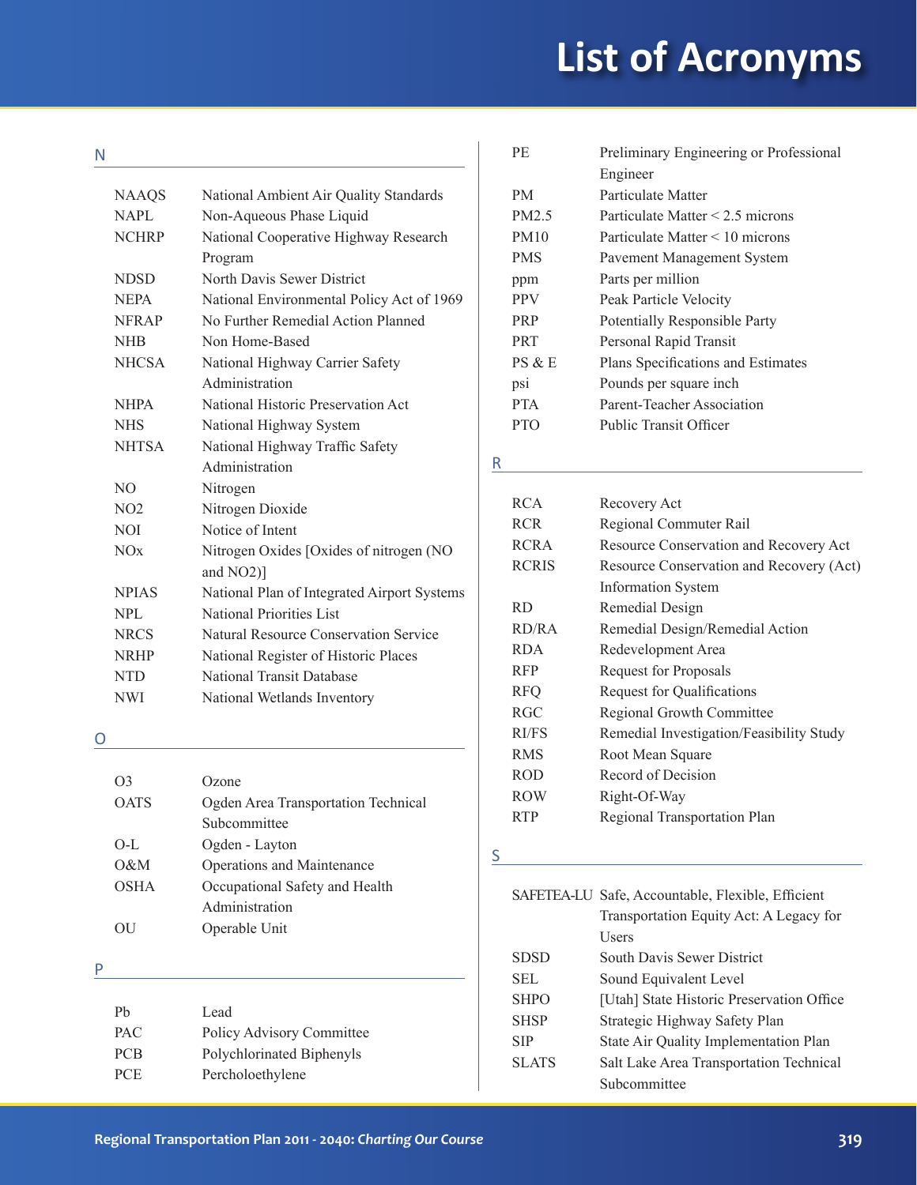# List of Acronyms

## N

| | |
|---|---|
| NAAQS | National Ambient Air Quality Standards |
| NAPL | Non-Aqueous Phase Liquid |
| NCHRP | National Cooperative Highway Research Program |
| NDSD | North Davis Sewer District |
| NEPA | National Environmental Policy Act of 1969 |
| NFRAP | No Further Remedial Action Planned |
| NHB | Non Home-Based |
| NHCSA | National Highway Carrier Safety Administration |
| NHPA | National Historic Preservation Act |
| NHS | National Highway System |
| NHTSA | National Highway Traffic Safety Administration |
| NO | Nitrogen |
| NO2 | Nitrogen Dioxide |
| NOI | Notice of Intent |
| NOx | Nitrogen Oxides [Oxides of nitrogen (NO and NO2)] |
| NPIAS | National Plan of Integrated Airport Systems |
| NPL | National Priorities List |
| NRCS | Natural Resource Conservation Service |
| NRHP | National Register of Historic Places |
| NTD | National Transit Database |
| NWI | National Wetlands Inventory |

## O

| | |
|---|---|
| O3 | Ozone |
| OATS | Ogden Area Transportation Technical Subcommittee |
| O-L | Ogden - Layton |
| O&M | Operations and Maintenance |
| OSHA | Occupational Safety and Health Administration |
| OU | Operable Unit |

## P

| | |
|---|---|
| Pb | Lead |
| PAC | Policy Advisory Committee |
| PCB | Polychlorinated Biphenyls |
| PCE | Percholoethylene |
| PE | Preliminary Engineering or Professional Engineer |
| PM | Particulate Matter |
| PM2.5 | Particulate Matter < 2.5 microns |
| PM10 | Particulate Matter < 10 microns |
| PMS | Pavement Management System |
| ppm | Parts per million |
| PPV | Peak Particle Velocity |
| PRP | Potentially Responsible Party |
| PRT | Personal Rapid Transit |
| PS & E | Plans Specifications and Estimates |
| psi | Pounds per square inch |
| PTA | Parent-Teacher Association |
| PTO | Public Transit Officer |

## R

| | |
|---|---|
| RCA | Recovery Act |
| RCR | Regional Commuter Rail |
| RCRA | Resource Conservation and Recovery Act |
| RCRIS | Resource Conservation and Recovery (Act) Information System |
| RD | Remedial Design |
| RD/RA | Remedial Design/Remedial Action |
| RDA | Redevelopment Area |
| RFP | Request for Proposals |
| RFQ | Request for Qualifications |
| RGC | Regional Growth Committee |
| RI/FS | Remedial Investigation/Feasibility Study |
| RMS | Root Mean Square |
| ROD | Record of Decision |
| ROW | Right-Of-Way |
| RTP | Regional Transportation Plan |

## S

| | |
|---|---|
| SAFETEA-LU | Safe, Accountable, Flexible, Efficient Transportation Equity Act: A Legacy for Users |
| SDSD | South Davis Sewer District |
| SEL | Sound Equivalent Level |
| SHPO | [Utah] State Historic Preservation Office |
| SHSP | Strategic Highway Safety Plan |
| SIP | State Air Quality Implementation Plan |
| SLATS | Salt Lake Area Transportation Technical Subcommittee |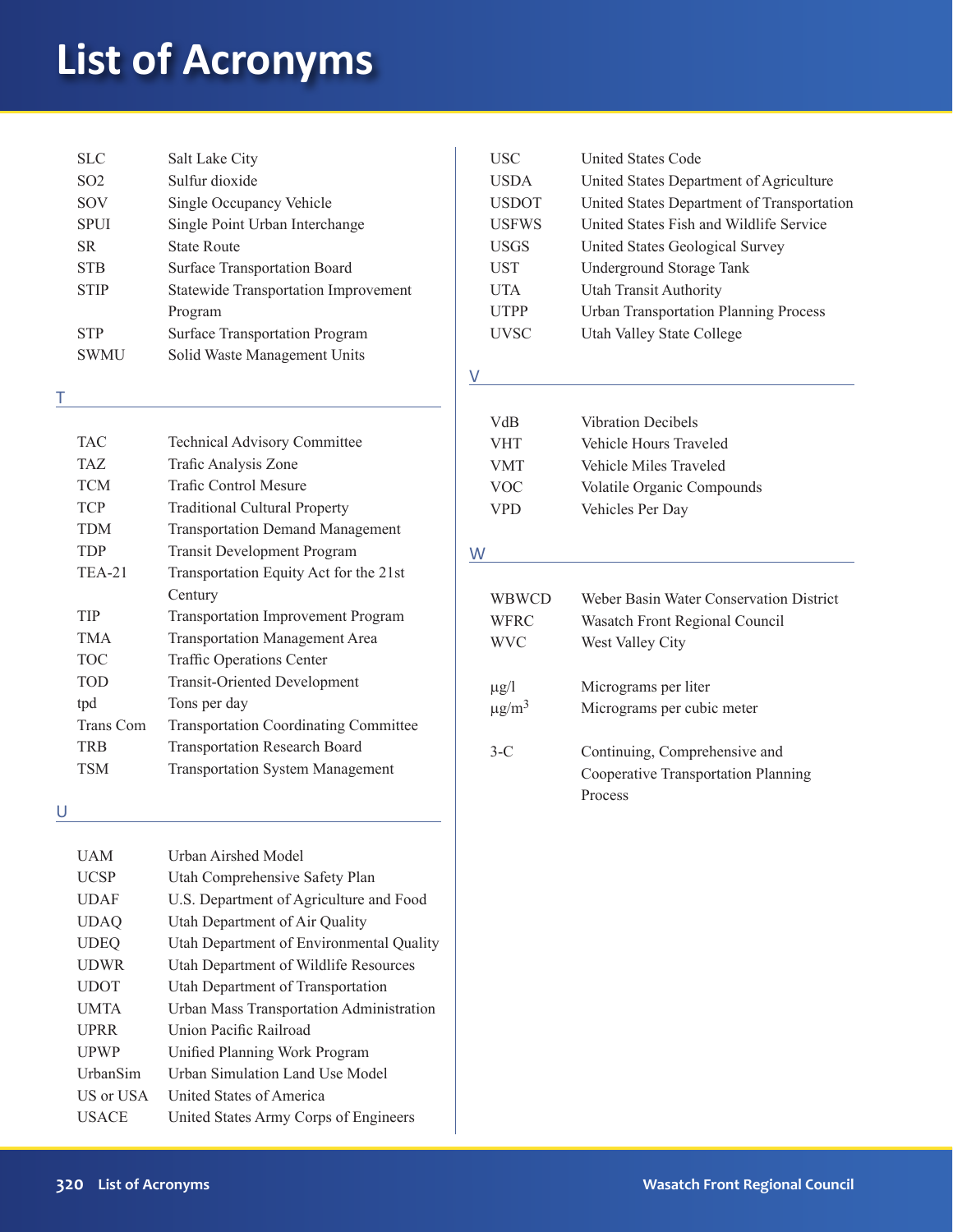# List of Acronyms

| | |
|---|---|
| SLC | Salt Lake City |
| SO2 | Sulfur dioxide |
| SOV | Single Occupancy Vehicle |
| SPUI | Single Point Urban Interchange |
| SR | State Route |
| STB | Surface Transportation Board |
| STIP | Statewide Transportation Improvement Program |
| STP | Surface Transportation Program |
| SWMU | Solid Waste Management Units |

## T

| | |
|---|---|
| TAC | Technical Advisory Committee |
| TAZ | Trafic Analysis Zone |
| TCM | Trafic Control Mesure |
| TCP | Traditional Cultural Property |
| TDM | Transportation Demand Management |
| TDP | Transit Development Program |
| TEA-21 | Transportation Equity Act for the 21st Century |
| TIP | Transportation Improvement Program |
| TMA | Transportation Management Area |
| TOC | Traffic Operations Center |
| TOD | Transit-Oriented Development |
| tpd | Tons per day |
| Trans Com | Transportation Coordinating Committee |
| TRB | Transportation Research Board |
| TSM | Transportation System Management |

## U

| | |
|---|---|
| UAM | Urban Airshed Model |
| UCSP | Utah Comprehensive Safety Plan |
| UDAF | U.S. Department of Agriculture and Food |
| UDAQ | Utah Department of Air Quality |
| UDEQ | Utah Department of Environmental Quality |
| UDWR | Utah Department of Wildlife Resources |
| UDOT | Utah Department of Transportation |
| UMTA | Urban Mass Transportation Administration |
| UPRR | Union Pacific Railroad |
| UPWP | Unified Planning Work Program |
| UrbanSim | Urban Simulation Land Use Model |
| US or USA | United States of America |
| USACE | United States Army Corps of Engineers |
| USC | United States Code |
| USDA | United States Department of Agriculture |
| USDOT | United States Department of Transportation |
| USFWS | United States Fish and Wildlife Service |
| USGS | United States Geological Survey |
| UST | Underground Storage Tank |
| UTA | Utah Transit Authority |
| UTPP | Urban Transportation Planning Process |
| UVSC | Utah Valley State College |

## V

| | |
|---|---|
| VdB | Vibration Decibels |
| VHT | Vehicle Hours Traveled |
| VMT | Vehicle Miles Traveled |
| VOC | Volatile Organic Compounds |
| VPD | Vehicles Per Day |

## W

| | |
|---|---|
| WBWCD | Weber Basin Water Conservation District |
| WFRC | Wasatch Front Regional Council |
| WVC | West Valley City |

| | |
|---|---|
| µg/l | Micrograms per liter |
| $\mu g/m^3$ | Micrograms per cubic meter |

| | |
|---|---|
| 3-C | Continuing, Comprehensive and Cooperative Transportation Planning Process |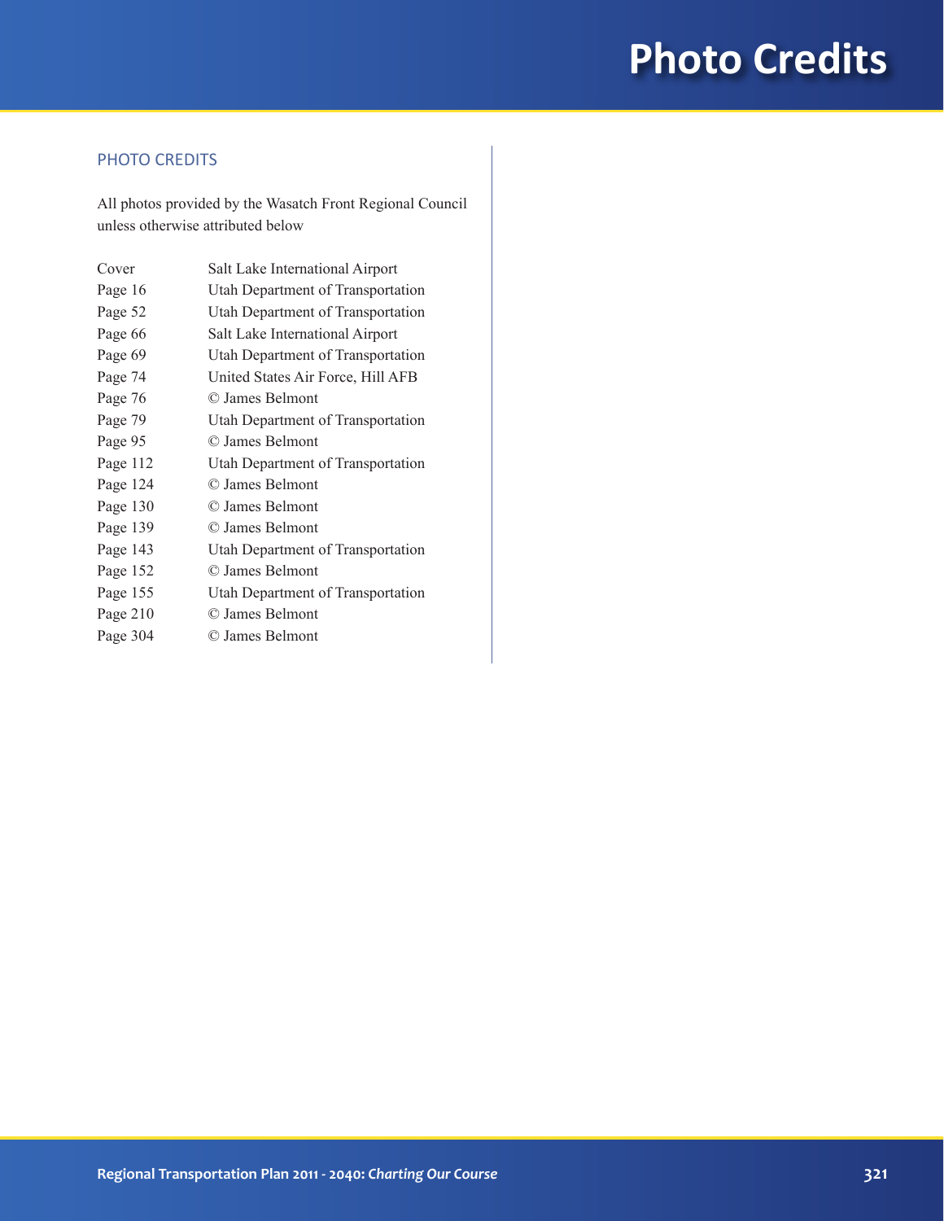# Photo Credits

## PHOTO CREDITS

All photos provided by the Wasatch Front Regional Council unless otherwise attributed below

| | |
|---|---|
| Cover | Salt Lake International Airport |
| Page 16 | Utah Department of Transportation |
| Page 52 | Utah Department of Transportation |
| Page 66 | Salt Lake International Airport |
| Page 69 | Utah Department of Transportation |
| Page 74 | United States Air Force, Hill AFB |
| Page 76 | © James Belmont |
| Page 79 | Utah Department of Transportation |
| Page 95 | © James Belmont |
| Page 112 | Utah Department of Transportation |
| Page 124 | © James Belmont |
| Page 130 | © James Belmont |
| Page 139 | © James Belmont |
| Page 143 | Utah Department of Transportation |
| Page 152 | © James Belmont |
| Page 155 | Utah Department of Transportation |
| Page 210 | © James Belmont |
| Page 304 | © James Belmont |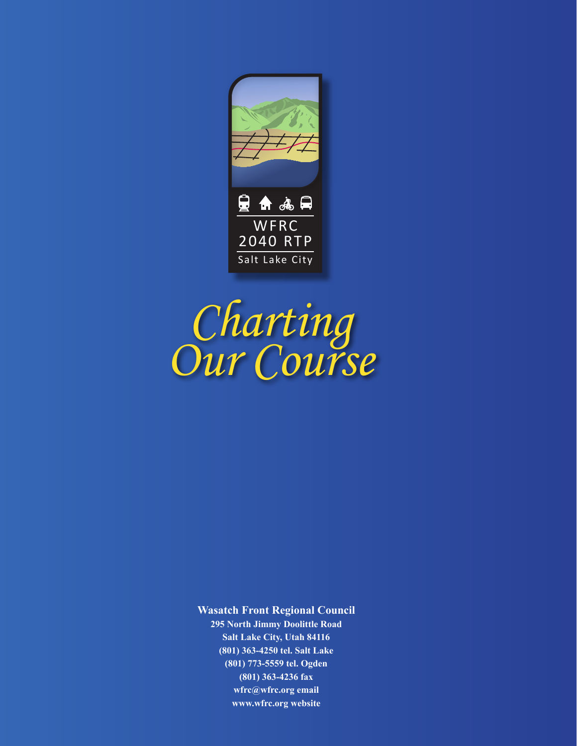WFRC
2040 RTP
Salt Lake City

# *Charting Our Course*

**Wasatch Front Regional Council**

**295 North Jimmy Doolittle Road**
**Salt Lake City, Utah 84116**
**(801) 363-4250 tel. Salt Lake**
**(801) 773-5559 tel. Ogden**
**(801) 363-4236 fax**
**wfrc@wfrc.org email**
**www.wfrc.org website**